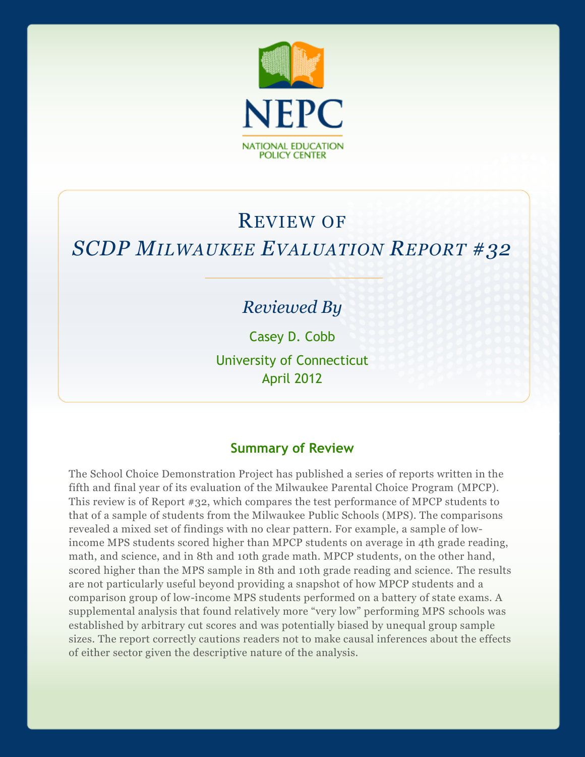NEPC

NATIONAL EDUCATION POLICY CENTER

# Review of *SCDP Milwaukee Evaluation Report #32*

*Reviewed By*

Casey D. Cobb

University of Connecticut

April 2012

## Summary of Review

The School Choice Demonstration Project has published a series of reports written in the fifth and final year of its evaluation of the Milwaukee Parental Choice Program (MPCP). This review is of Report #32, which compares the test performance of MPCP students to that of a sample of students from the Milwaukee Public Schools (MPS). The comparisons revealed a mixed set of findings with no clear pattern. For example, a sample of low-income MPS students scored higher than MPCP students on average in 4th grade reading, math, and science, and in 8th and 10th grade math. MPCP students, on the other hand, scored higher than the MPS sample in 8th and 10th grade reading and science. The results are not particularly useful beyond providing a snapshot of how MPCP students and a comparison group of low-income MPS students performed on a battery of state exams. A supplemental analysis that found relatively more "very low" performing MPS schools was established by arbitrary cut scores and was potentially biased by unequal group sample sizes. The report correctly cautions readers not to make causal inferences about the effects of either sector given the descriptive nature of the analysis.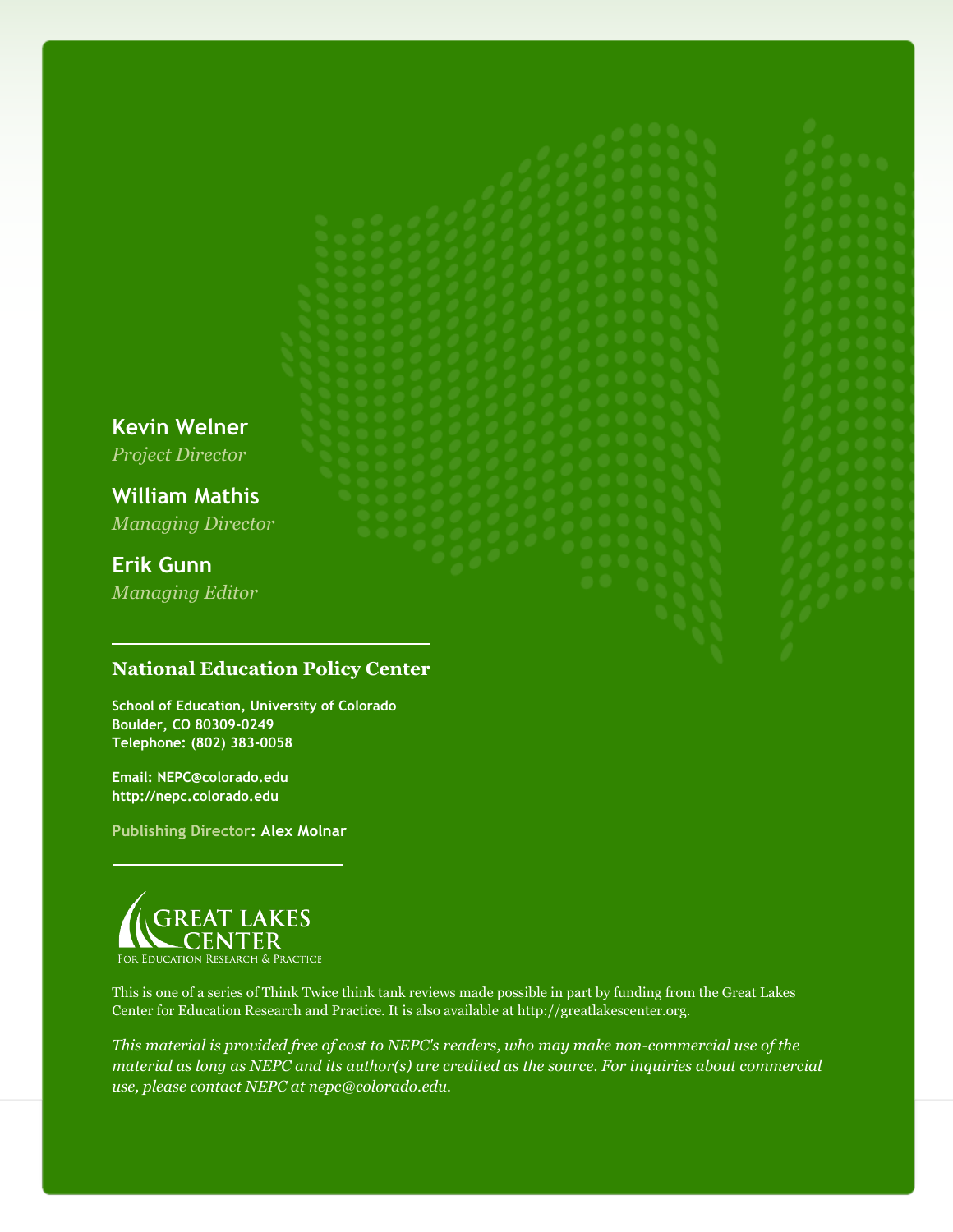**Kevin Welner**
*Project Director*

**William Mathis**
*Managing Director*

**Erik Gunn**
*Managing Editor*

## National Education Policy Center

**School of Education, University of Colorado**
**Boulder, CO 80309-0249**
**Telephone: (802) 383-0058**

**Email: NEPC@colorado.edu**
**http://nepc.colorado.edu**

**Publishing Director: Alex Molnar**

GREAT LAKES CENTER
For Education Research & Practice

This is one of a series of Think Twice think tank reviews made possible in part by funding from the Great Lakes Center for Education Research and Practice. It is also available at http://greatlakescenter.org.

*This material is provided free of cost to NEPC's readers, who may make non-commercial use of the material as long as NEPC and its author(s) are credited as the source. For inquiries about commercial use, please contact NEPC at nepc@colorado.edu.*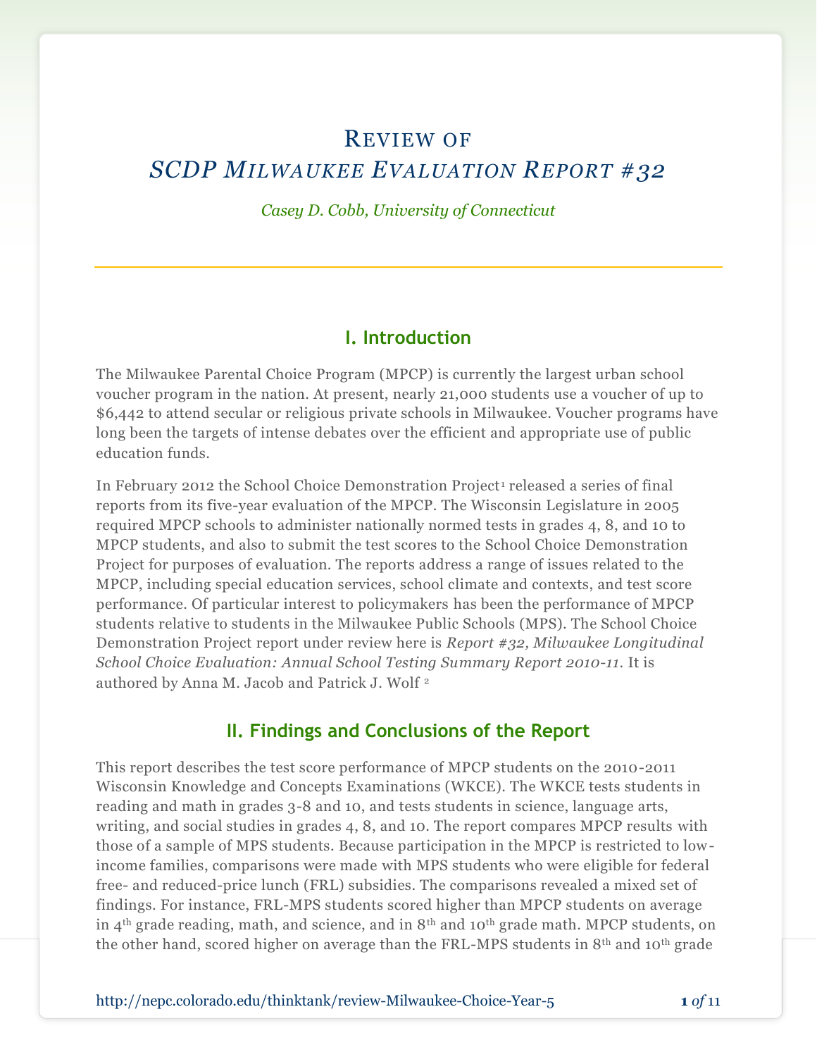# Review of

## *SCDP Milwaukee Evaluation Report #32*

*Casey D. Cobb, University of Connecticut*

---

### I. Introduction

The Milwaukee Parental Choice Program (MPCP) is currently the largest urban school voucher program in the nation. At present, nearly 21,000 students use a voucher of up to $6,442 to attend secular or religious private schools in Milwaukee. Voucher programs have long been the targets of intense debates over the efficient and appropriate use of public education funds.

In February 2012 the School Choice Demonstration Project[1] released a series of final reports from its five-year evaluation of the MPCP. The Wisconsin Legislature in 2005 required MPCP schools to administer nationally normed tests in grades 4, 8, and 10 to MPCP students, and also to submit the test scores to the School Choice Demonstration Project for purposes of evaluation. The reports address a range of issues related to the MPCP, including special education services, school climate and contexts, and test score performance. Of particular interest to policymakers has been the performance of MPCP students relative to students in the Milwaukee Public Schools (MPS). The School Choice Demonstration Project report under review here is *Report #32, Milwaukee Longitudinal School Choice Evaluation: Annual School Testing Summary Report 2010-11*. It is authored by Anna M. Jacob and Patrick J. Wolf [2]

### II. Findings and Conclusions of the Report

This report describes the test score performance of MPCP students on the 2010-2011 Wisconsin Knowledge and Concepts Examinations (WKCE). The WKCE tests students in reading and math in grades 3-8 and 10, and tests students in science, language arts, writing, and social studies in grades 4, 8, and 10. The report compares MPCP results with those of a sample of MPS students. Because participation in the MPCP is restricted to low-income families, comparisons were made with MPS students who were eligible for federal free- and reduced-price lunch (FRL) subsidies. The comparisons revealed a mixed set of findings. For instance, FRL-MPS students scored higher than MPCP students on average in 4th grade reading, math, and science, and in 8th and 10th grade math. MPCP students, on the other hand, scored higher on average than the FRL-MPS students in 8th and 10th grade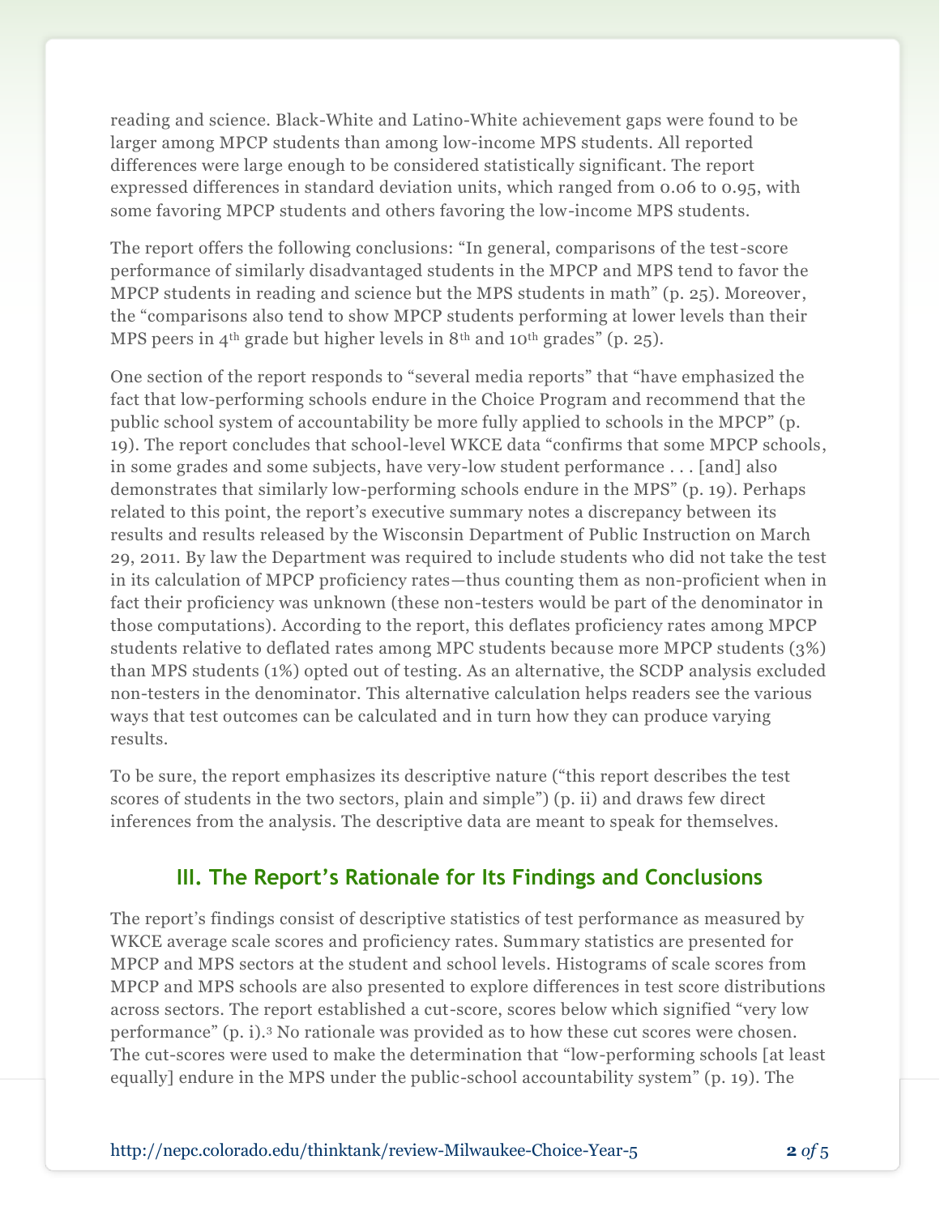reading and science. Black-White and Latino-White achievement gaps were found to be larger among MPCP students than among low-income MPS students. All reported differences were large enough to be considered statistically significant. The report expressed differences in standard deviation units, which ranged from 0.06 to 0.95, with some favoring MPCP students and others favoring the low-income MPS students.

The report offers the following conclusions: "In general, comparisons of the test-score performance of similarly disadvantaged students in the MPCP and MPS tend to favor the MPCP students in reading and science but the MPS students in math" (p. 25). Moreover, the "comparisons also tend to show MPCP students performing at lower levels than their MPS peers in 4th grade but higher levels in 8th and 10th grades" (p. 25).

One section of the report responds to "several media reports" that "have emphasized the fact that low-performing schools endure in the Choice Program and recommend that the public school system of accountability be more fully applied to schools in the MPCP" (p. 19). The report concludes that school-level WKCE data "confirms that some MPCP schools, in some grades and some subjects, have very-low student performance . . . [and] also demonstrates that similarly low-performing schools endure in the MPS" (p. 19). Perhaps related to this point, the report's executive summary notes a discrepancy between its results and results released by the Wisconsin Department of Public Instruction on March 29, 2011. By law the Department was required to include students who did not take the test in its calculation of MPCP proficiency rates—thus counting them as non-proficient when in fact their proficiency was unknown (these non-testers would be part of the denominator in those computations). According to the report, this deflates proficiency rates among MPCP students relative to deflated rates among MPC students because more MPCP students (3%) than MPS students (1%) opted out of testing. As an alternative, the SCDP analysis excluded non-testers in the denominator. This alternative calculation helps readers see the various ways that test outcomes can be calculated and in turn how they can produce varying results.

To be sure, the report emphasizes its descriptive nature ("this report describes the test scores of students in the two sectors, plain and simple") (p. ii) and draws few direct inferences from the analysis. The descriptive data are meant to speak for themselves.

## III. The Report's Rationale for Its Findings and Conclusions

The report's findings consist of descriptive statistics of test performance as measured by WKCE average scale scores and proficiency rates. Summary statistics are presented for MPCP and MPS sectors at the student and school levels. Histograms of scale scores from MPCP and MPS schools are also presented to explore differences in test score distributions across sectors. The report established a cut-score, scores below which signified "very low performance" (p. i).[3] No rationale was provided as to how these cut scores were chosen. The cut-scores were used to make the determination that "low-performing schools [at least equally] endure in the MPS under the public-school accountability system" (p. 19). The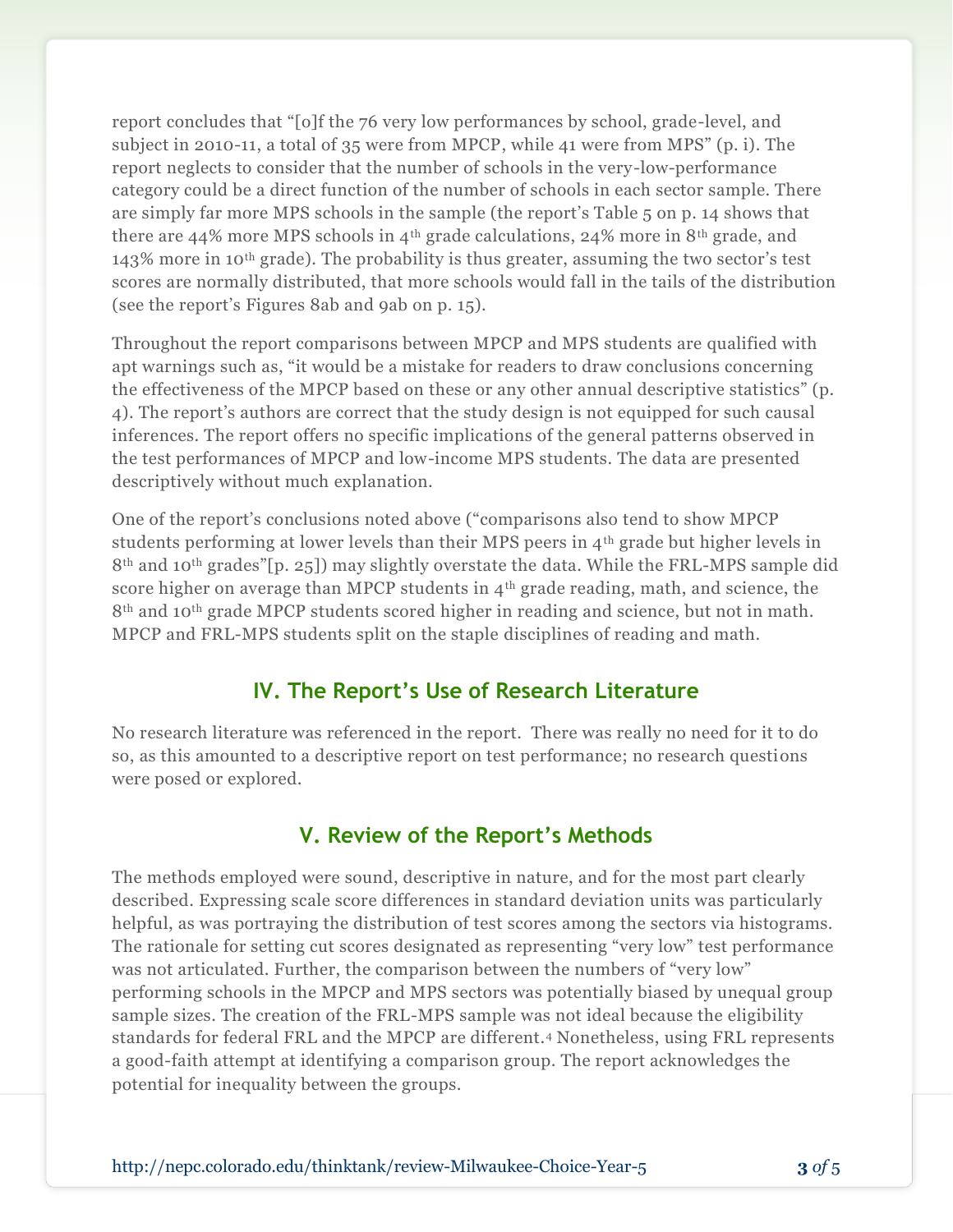report concludes that "[o]f the 76 very low performances by school, grade-level, and subject in 2010-11, a total of 35 were from MPCP, while 41 were from MPS" (p. i). The report neglects to consider that the number of schools in the very-low-performance category could be a direct function of the number of schools in each sector sample. There are simply far more MPS schools in the sample (the report's Table 5 on p. 14 shows that there are 44% more MPS schools in 4th grade calculations, 24% more in 8th grade, and 143% more in 10th grade). The probability is thus greater, assuming the two sector's test scores are normally distributed, that more schools would fall in the tails of the distribution (see the report's Figures 8ab and 9ab on p. 15).

Throughout the report comparisons between MPCP and MPS students are qualified with apt warnings such as, "it would be a mistake for readers to draw conclusions concerning the effectiveness of the MPCP based on these or any other annual descriptive statistics" (p. 4). The report's authors are correct that the study design is not equipped for such causal inferences. The report offers no specific implications of the general patterns observed in the test performances of MPCP and low-income MPS students. The data are presented descriptively without much explanation.

One of the report's conclusions noted above ("comparisons also tend to show MPCP students performing at lower levels than their MPS peers in 4th grade but higher levels in 8th and 10th grades"[p. 25]) may slightly overstate the data. While the FRL-MPS sample did score higher on average than MPCP students in 4th grade reading, math, and science, the 8th and 10th grade MPCP students scored higher in reading and science, but not in math. MPCP and FRL-MPS students split on the staple disciplines of reading and math.

## IV. The Report's Use of Research Literature

No research literature was referenced in the report. There was really no need for it to do so, as this amounted to a descriptive report on test performance; no research questions were posed or explored.

## V. Review of the Report's Methods

The methods employed were sound, descriptive in nature, and for the most part clearly described. Expressing scale score differences in standard deviation units was particularly helpful, as was portraying the distribution of test scores among the sectors via histograms. The rationale for setting cut scores designated as representing "very low" test performance was not articulated. Further, the comparison between the numbers of "very low" performing schools in the MPCP and MPS sectors was potentially biased by unequal group sample sizes. The creation of the FRL-MPS sample was not ideal because the eligibility standards for federal FRL and the MPCP are different.[4] Nonetheless, using FRL represents a good-faith attempt at identifying a comparison group. The report acknowledges the potential for inequality between the groups.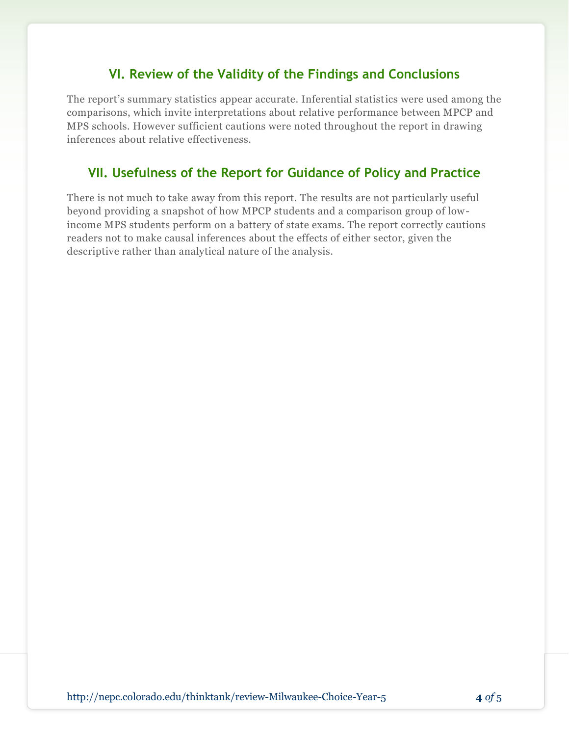## VI. Review of the Validity of the Findings and Conclusions

The report's summary statistics appear accurate. Inferential statistics were used among the comparisons, which invite interpretations about relative performance between MPCP and MPS schools. However sufficient cautions were noted throughout the report in drawing inferences about relative effectiveness.

## VII. Usefulness of the Report for Guidance of Policy and Practice

There is not much to take away from this report. The results are not particularly useful beyond providing a snapshot of how MPCP students and a comparison group of low-income MPS students perform on a battery of state exams. The report correctly cautions readers not to make causal inferences about the effects of either sector, given the descriptive rather than analytical nature of the analysis.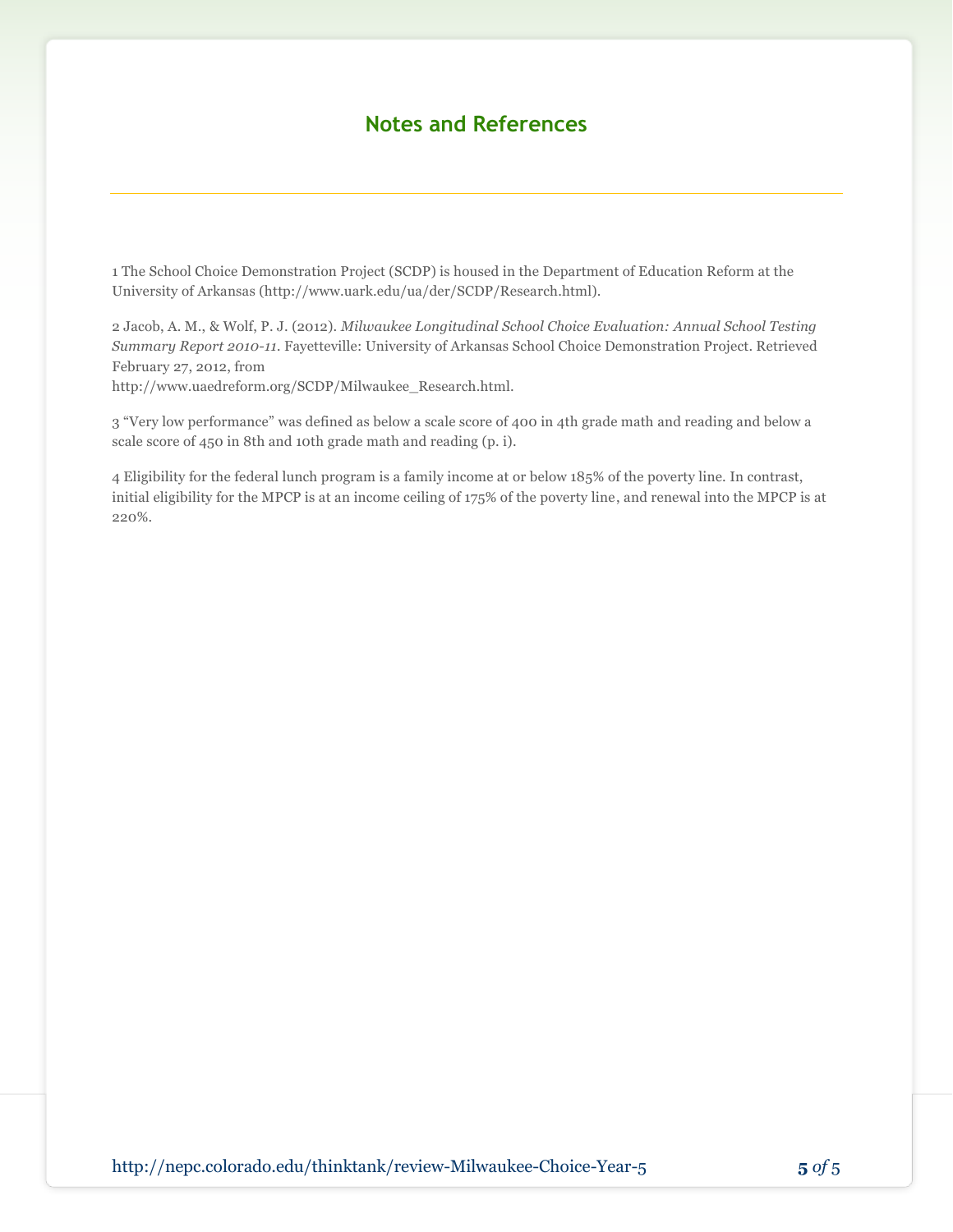## Notes and References

1 The School Choice Demonstration Project (SCDP) is housed in the Department of Education Reform at the University of Arkansas (http://www.uark.edu/ua/der/SCDP/Research.html).

2 Jacob, A. M., & Wolf, P. J. (2012). *Milwaukee Longitudinal School Choice Evaluation: Annual School Testing Summary Report 2010-11*. Fayetteville: University of Arkansas School Choice Demonstration Project. Retrieved February 27, 2012, from http://www.uaedreform.org/SCDP/Milwaukee_Research.html.

3 "Very low performance" was defined as below a scale score of 400 in 4th grade math and reading and below a scale score of 450 in 8th and 10th grade math and reading (p. i).

4 Eligibility for the federal lunch program is a family income at or below 185% of the poverty line. In contrast, initial eligibility for the MPCP is at an income ceiling of 175% of the poverty line, and renewal into the MPCP is at 220%.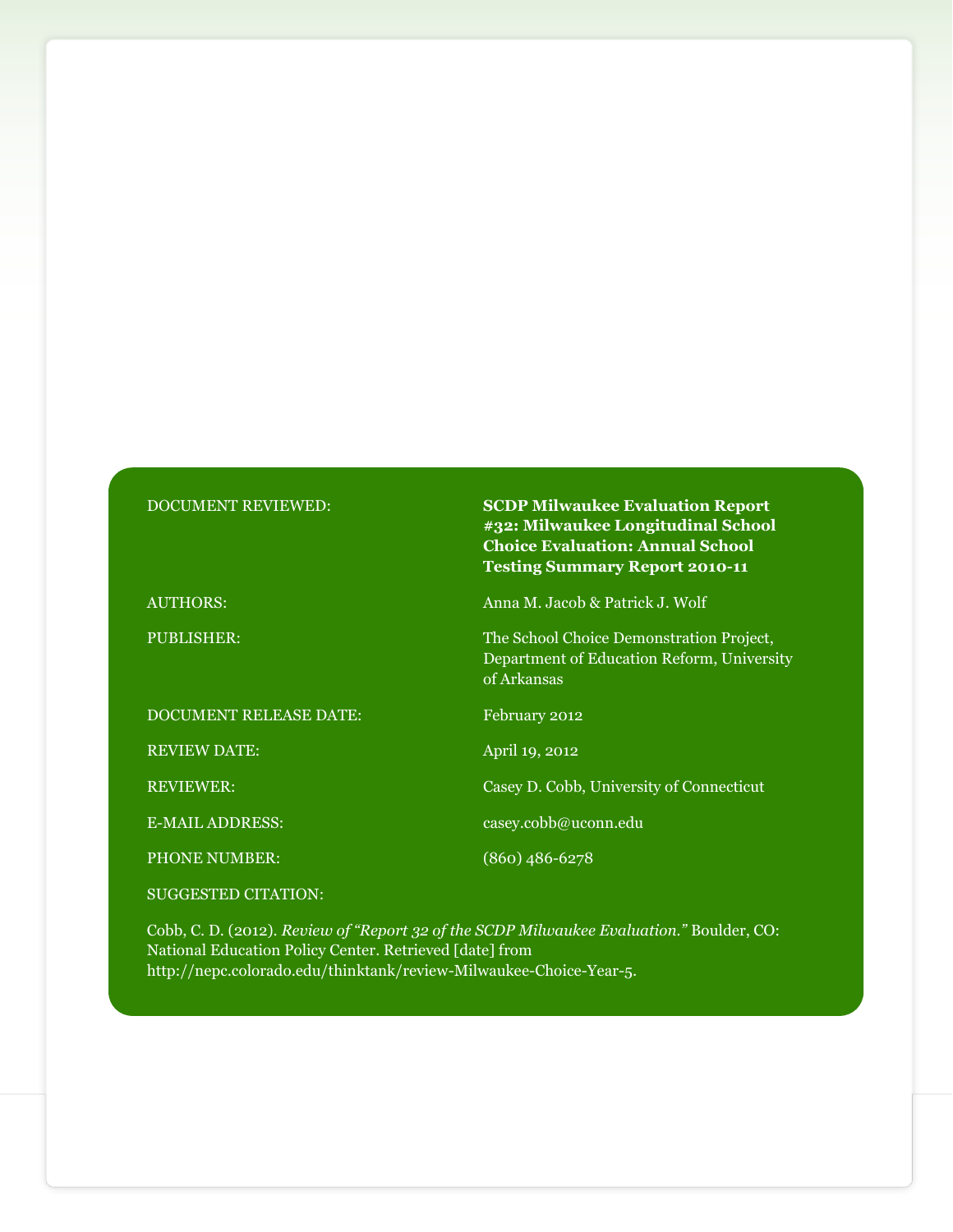| | |
|---|---|
| DOCUMENT REVIEWED: | **SCDP Milwaukee Evaluation Report #32: Milwaukee Longitudinal School Choice Evaluation: Annual School Testing Summary Report 2010-11** |
| AUTHORS: | Anna M. Jacob & Patrick J. Wolf |
| PUBLISHER: | The School Choice Demonstration Project, Department of Education Reform, University of Arkansas |
| DOCUMENT RELEASE DATE: | February 2012 |
| REVIEW DATE: | April 19, 2012 |
| REVIEWER: | Casey D. Cobb, University of Connecticut |
| E-MAIL ADDRESS: | casey.cobb@uconn.edu |
| PHONE NUMBER: | (860) 486-6278 |

SUGGESTED CITATION:

Cobb, C. D. (2012). *Review of "Report 32 of the SCDP Milwaukee Evaluation."* Boulder, CO: National Education Policy Center. Retrieved [date] from http://nepc.colorado.edu/thinktank/review-Milwaukee-Choice-Year-5.